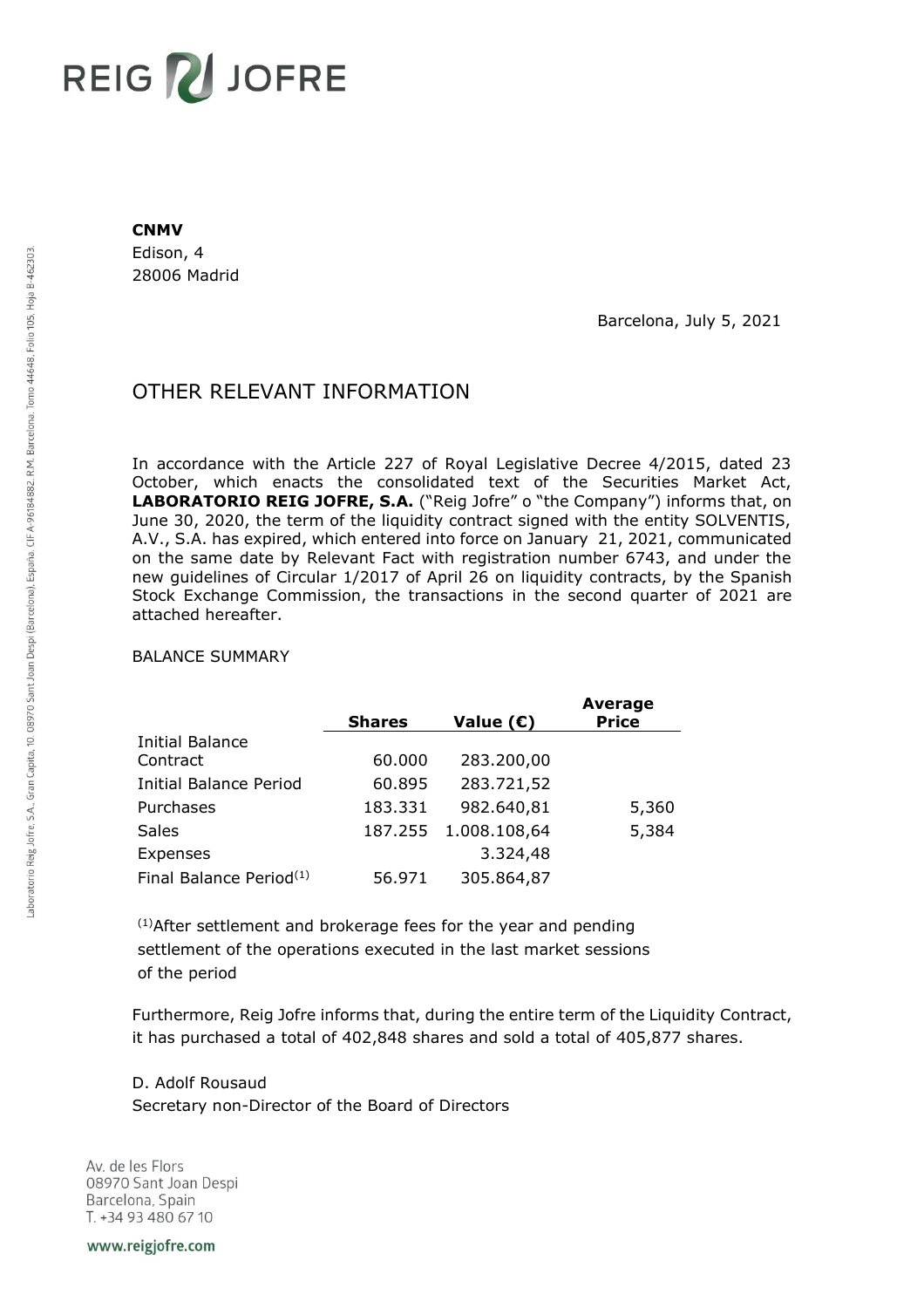**CNMV**
Edison, 4
28006 Madrid

Barcelona, July 5, 2021

# OTHER RELEVANT INFORMATION

In accordance with the Article 227 of Royal Legislative Decree 4/2015, dated 23 October, which enacts the consolidated text of the Securities Market Act, **LABORATORIO REIG JOFRE, S.A.** ("Reig Jofre" o "the Company") informs that, on June 30, 2020, the term of the liquidity contract signed with the entity SOLVENTIS, A.V., S.A. has expired, which entered into force on January 21, 2021, communicated on the same date by Relevant Fact with registration number 6743, and under the new guidelines of Circular 1/2017 of April 26 on liquidity contracts, by the Spanish Stock Exchange Commission, the transactions in the second quarter of 2021 are attached hereafter.

BALANCE SUMMARY

| | **Shares** | **Value (€)** | **Average Price** |
|---|---|---|---|
| Initial Balance Contract | 60.000 | 283.200,00 | |
| Initial Balance Period | 60.895 | 283.721,52 | |
| Purchases | 183.331 | 982.640,81 | 5,360 |
| Sales | 187.255 | 1.008.108,64 | 5,384 |
| Expenses | | 3.324,48 | |
| Final Balance Period[1] | 56.971 | 305.864,87 | |

[1]After settlement and brokerage fees for the year and pending settlement of the operations executed in the last market sessions of the period

Furthermore, Reig Jofre informs that, during the entire term of the Liquidity Contract, it has purchased a total of 402,848 shares and sold a total of 405,877 shares.

D. Adolf Rousaud
Secretary non-Director of the Board of Directors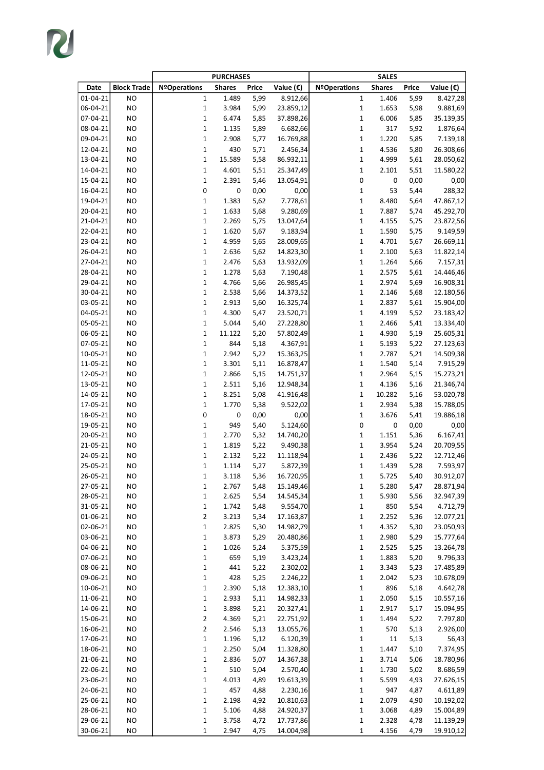| | | PURCHASES | | | | SALES | | | |
|---|---|---|---|---|---|---|---|---|---|
| Date | Block Trade | NºOperations | Shares | Price | Value (€) | NºOperations | Shares | Price | Value (€) |
| 01-04-21 | NO | 1 | 1.489 | 5,99 | 8.912,66 | 1 | 1.406 | 5,99 | 8.427,28 |
| 06-04-21 | NO | 1 | 3.984 | 5,99 | 23.859,12 | 1 | 1.653 | 5,98 | 9.881,69 |
| 07-04-21 | NO | 1 | 6.474 | 5,85 | 37.898,26 | 1 | 6.006 | 5,85 | 35.139,35 |
| 08-04-21 | NO | 1 | 1.135 | 5,89 | 6.682,66 | 1 | 317 | 5,92 | 1.876,64 |
| 09-04-21 | NO | 1 | 2.908 | 5,77 | 16.769,88 | 1 | 1.220 | 5,85 | 7.139,18 |
| 12-04-21 | NO | 1 | 430 | 5,71 | 2.456,34 | 1 | 4.536 | 5,80 | 26.308,66 |
| 13-04-21 | NO | 1 | 15.589 | 5,58 | 86.932,11 | 1 | 4.999 | 5,61 | 28.050,62 |
| 14-04-21 | NO | 1 | 4.601 | 5,51 | 25.347,49 | 1 | 2.101 | 5,51 | 11.580,22 |
| 15-04-21 | NO | 1 | 2.391 | 5,46 | 13.054,91 | 0 | 0 | 0,00 | 0,00 |
| 16-04-21 | NO | 0 | 0 | 0,00 | 0,00 | 1 | 53 | 5,44 | 288,32 |
| 19-04-21 | NO | 1 | 1.383 | 5,62 | 7.778,61 | 1 | 8.480 | 5,64 | 47.867,12 |
| 20-04-21 | NO | 1 | 1.633 | 5,68 | 9.280,69 | 1 | 7.887 | 5,74 | 45.292,70 |
| 21-04-21 | NO | 1 | 2.269 | 5,75 | 13.047,64 | 1 | 4.155 | 5,75 | 23.872,56 |
| 22-04-21 | NO | 1 | 1.620 | 5,67 | 9.183,94 | 1 | 1.590 | 5,75 | 9.149,59 |
| 23-04-21 | NO | 1 | 4.959 | 5,65 | 28.009,65 | 1 | 4.701 | 5,67 | 26.669,11 |
| 26-04-21 | NO | 1 | 2.636 | 5,62 | 14.823,30 | 1 | 2.100 | 5,63 | 11.822,14 |
| 27-04-21 | NO | 1 | 2.476 | 5,63 | 13.932,09 | 1 | 1.264 | 5,66 | 7.157,31 |
| 28-04-21 | NO | 1 | 1.278 | 5,63 | 7.190,48 | 1 | 2.575 | 5,61 | 14.446,46 |
| 29-04-21 | NO | 1 | 4.766 | 5,66 | 26.985,45 | 1 | 2.974 | 5,69 | 16.908,31 |
| 30-04-21 | NO | 1 | 2.538 | 5,66 | 14.373,52 | 1 | 2.146 | 5,68 | 12.180,56 |
| 03-05-21 | NO | 1 | 2.913 | 5,60 | 16.325,74 | 1 | 2.837 | 5,61 | 15.904,00 |
| 04-05-21 | NO | 1 | 4.300 | 5,47 | 23.520,71 | 1 | 4.199 | 5,52 | 23.183,42 |
| 05-05-21 | NO | 1 | 5.044 | 5,40 | 27.228,80 | 1 | 2.466 | 5,41 | 13.334,40 |
| 06-05-21 | NO | 1 | 11.122 | 5,20 | 57.802,49 | 1 | 4.930 | 5,19 | 25.605,31 |
| 07-05-21 | NO | 1 | 844 | 5,18 | 4.367,91 | 1 | 5.193 | 5,22 | 27.123,63 |
| 10-05-21 | NO | 1 | 2.942 | 5,22 | 15.363,25 | 1 | 2.787 | 5,21 | 14.509,38 |
| 11-05-21 | NO | 1 | 3.301 | 5,11 | 16.878,47 | 1 | 1.540 | 5,14 | 7.915,29 |
| 12-05-21 | NO | 1 | 2.866 | 5,15 | 14.751,37 | 1 | 2.964 | 5,15 | 15.273,21 |
| 13-05-21 | NO | 1 | 2.511 | 5,16 | 12.948,34 | 1 | 4.136 | 5,16 | 21.346,74 |
| 14-05-21 | NO | 1 | 8.251 | 5,08 | 41.916,48 | 1 | 10.282 | 5,16 | 53.020,78 |
| 17-05-21 | NO | 1 | 1.770 | 5,38 | 9.522,02 | 1 | 2.934 | 5,38 | 15.788,05 |
| 18-05-21 | NO | 0 | 0 | 0,00 | 0,00 | 1 | 3.676 | 5,41 | 19.886,18 |
| 19-05-21 | NO | 1 | 949 | 5,40 | 5.124,60 | 0 | 0 | 0,00 | 0,00 |
| 20-05-21 | NO | 1 | 2.770 | 5,32 | 14.740,20 | 1 | 1.151 | 5,36 | 6.167,41 |
| 21-05-21 | NO | 1 | 1.819 | 5,22 | 9.490,38 | 1 | 3.954 | 5,24 | 20.709,55 |
| 24-05-21 | NO | 1 | 2.132 | 5,22 | 11.118,94 | 1 | 2.436 | 5,22 | 12.712,46 |
| 25-05-21 | NO | 1 | 1.114 | 5,27 | 5.872,39 | 1 | 1.439 | 5,28 | 7.593,97 |
| 26-05-21 | NO | 1 | 3.118 | 5,36 | 16.720,95 | 1 | 5.725 | 5,40 | 30.912,07 |
| 27-05-21 | NO | 1 | 2.767 | 5,48 | 15.149,46 | 1 | 5.280 | 5,47 | 28.871,94 |
| 28-05-21 | NO | 1 | 2.625 | 5,54 | 14.545,34 | 1 | 5.930 | 5,56 | 32.947,39 |
| 31-05-21 | NO | 1 | 1.742 | 5,48 | 9.554,70 | 1 | 850 | 5,54 | 4.712,79 |
| 01-06-21 | NO | 2 | 3.213 | 5,34 | 17.163,87 | 1 | 2.252 | 5,36 | 12.077,21 |
| 02-06-21 | NO | 1 | 2.825 | 5,30 | 14.982,79 | 1 | 4.352 | 5,30 | 23.050,93 |
| 03-06-21 | NO | 1 | 3.873 | 5,29 | 20.480,86 | 1 | 2.980 | 5,29 | 15.777,64 |
| 04-06-21 | NO | 1 | 1.026 | 5,24 | 5.375,59 | 1 | 2.525 | 5,25 | 13.264,78 |
| 07-06-21 | NO | 1 | 659 | 5,19 | 3.423,24 | 1 | 1.883 | 5,20 | 9.796,33 |
| 08-06-21 | NO | 1 | 441 | 5,22 | 2.302,02 | 1 | 3.343 | 5,23 | 17.485,89 |
| 09-06-21 | NO | 1 | 428 | 5,25 | 2.246,22 | 1 | 2.042 | 5,23 | 10.678,09 |
| 10-06-21 | NO | 1 | 2.390 | 5,18 | 12.383,10 | 1 | 896 | 5,18 | 4.642,78 |
| 11-06-21 | NO | 1 | 2.933 | 5,11 | 14.982,33 | 1 | 2.050 | 5,15 | 10.557,16 |
| 14-06-21 | NO | 1 | 3.898 | 5,21 | 20.327,41 | 1 | 2.917 | 5,17 | 15.094,95 |
| 15-06-21 | NO | 2 | 4.369 | 5,21 | 22.751,92 | 1 | 1.494 | 5,22 | 7.797,80 |
| 16-06-21 | NO | 2 | 2.546 | 5,13 | 13.055,76 | 1 | 570 | 5,13 | 2.926,00 |
| 17-06-21 | NO | 1 | 1.196 | 5,12 | 6.120,39 | 1 | 11 | 5,13 | 56,43 |
| 18-06-21 | NO | 1 | 2.250 | 5,04 | 11.328,80 | 1 | 1.447 | 5,10 | 7.374,95 |
| 21-06-21 | NO | 1 | 2.836 | 5,07 | 14.367,38 | 1 | 3.714 | 5,06 | 18.780,96 |
| 22-06-21 | NO | 1 | 510 | 5,04 | 2.570,40 | 1 | 1.730 | 5,02 | 8.686,59 |
| 23-06-21 | NO | 1 | 4.013 | 4,89 | 19.613,39 | 1 | 5.599 | 4,93 | 27.626,15 |
| 24-06-21 | NO | 1 | 457 | 4,88 | 2.230,16 | 1 | 947 | 4,87 | 4.611,89 |
| 25-06-21 | NO | 1 | 2.198 | 4,92 | 10.810,63 | 1 | 2.079 | 4,90 | 10.192,02 |
| 28-06-21 | NO | 1 | 5.106 | 4,88 | 24.920,37 | 1 | 3.068 | 4,89 | 15.004,89 |
| 29-06-21 | NO | 1 | 3.758 | 4,72 | 17.737,86 | 1 | 2.328 | 4,78 | 11.139,29 |
| 30-06-21 | NO | 1 | 2.947 | 4,75 | 14.004,98 | 1 | 4.156 | 4,79 | 19.910,12 |